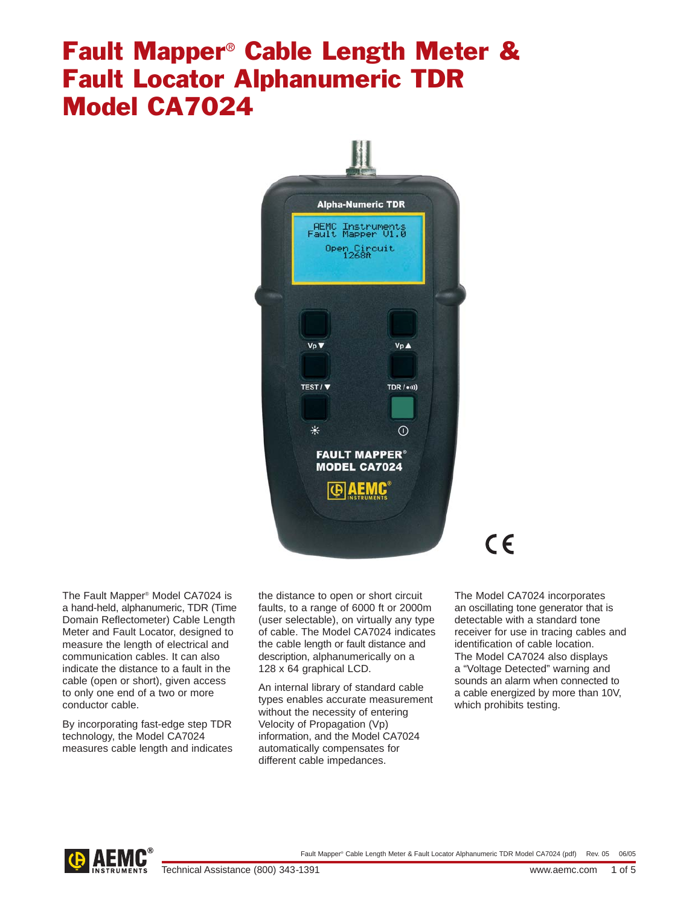# Fault Mapper® Cable Length Meter & Fault Locator Alphanumeric TDR Model CA7024

The Fault Mapper® Model CA7024 is a hand-held, alphanumeric, TDR (Time Domain Reflectometer) Cable Length Meter and Fault Locator, designed to measure the length of electrical and communication cables. It can also indicate the distance to a fault in the cable (open or short), given access to only one end of a two or more conductor cable.

By incorporating fast-edge step TDR technology, the Model CA7024 measures cable length and indicates the distance to open or short circuit faults, to a range of 6000 ft or 2000m (user selectable), on virtually any type of cable. The Model CA7024 indicates the cable length or fault distance and description, alphanumerically on a 128 x 64 graphical LCD.

An internal library of standard cable types enables accurate measurement without the necessity of entering Velocity of Propagation (Vp) information, and the Model CA7024 automatically compensates for different cable impedances.

The Model CA7024 incorporates an oscillating tone generator that is detectable with a standard tone receiver for use in tracing cables and identification of cable location.
The Model CA7024 also displays a "Voltage Detected" warning and sounds an alarm when connected to a cable energized by more than 10V, which prohibits testing.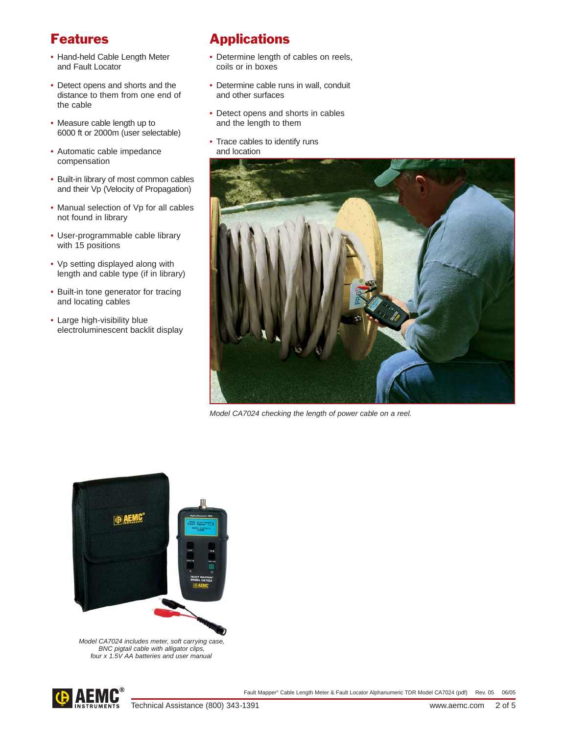## Features

- Hand-held Cable Length Meter and Fault Locator
- Detect opens and shorts and the distance to them from one end of the cable
- Measure cable length up to 6000 ft or 2000m (user selectable)
- Automatic cable impedance compensation
- Built-in library of most common cables and their Vp (Velocity of Propagation)
- Manual selection of Vp for all cables not found in library
- User-programmable cable library with 15 positions
- Vp setting displayed along with length and cable type (if in library)
- Built-in tone generator for tracing and locating cables
- Large high-visibility blue electroluminescent backlit display

## Applications

- Determine length of cables on reels, coils or in boxes
- Determine cable runs in wall, conduit and other surfaces
- Detect opens and shorts in cables and the length to them
- Trace cables to identify runs and location

*Model CA7024 checking the length of power cable on a reel.*

*Model CA7024 includes meter, soft carrying case, BNC pigtail cable with alligator clips, four x 1.5V AA batteries and user manual*

Technical Assistance (800) 343-1391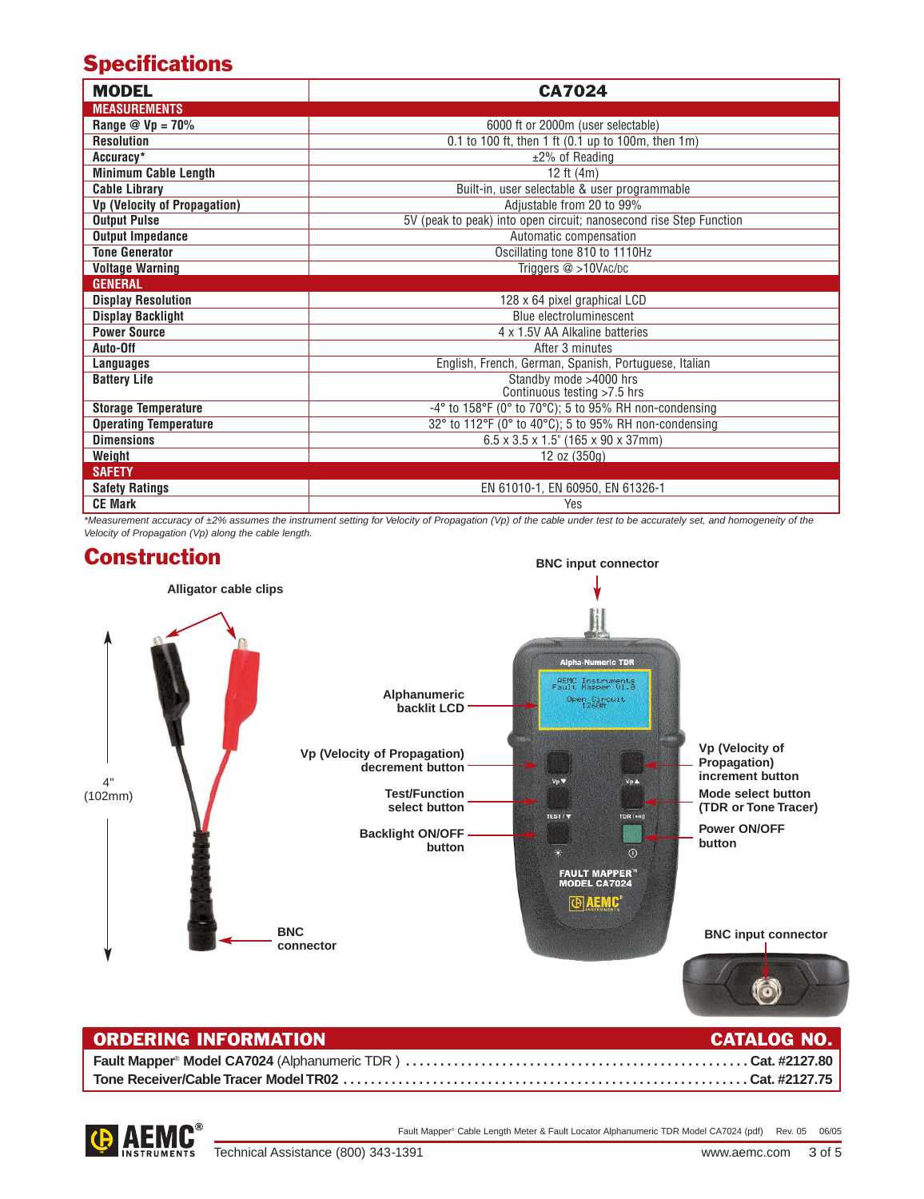## Specifications

| MODEL | CA7024 |
|---|---|
| **MEASUREMENTS** | |
| **Range @ Vp = 70%** | 6000 ft or 2000m (user selectable) |
| **Resolution** | 0.1 to 100 ft, then 1 ft (0.1 up to 100m, then 1m) |
| **Accuracy*** | ±2% of Reading |
| **Minimum Cable Length** | 12 ft (4m) |
| **Cable Library** | Built-in, user selectable & user programmable |
| **Vp (Velocity of Propagation)** | Adjustable from 20 to 99% |
| **Output Pulse** | 5V (peak to peak) into open circuit; nanosecond rise Step Function |
| **Output Impedance** | Automatic compensation |
| **Tone Generator** | Oscillating tone 810 to 1110Hz |
| **Voltage Warning** | Triggers @ >10VAC/DC |
| **GENERAL** | |
| **Display Resolution** | 128 x 64 pixel graphical LCD |
| **Display Backlight** | Blue electroluminescent |
| **Power Source** | 4 x 1.5V AA Alkaline batteries |
| **Auto-Off** | After 3 minutes |
| **Languages** | English, French, German, Spanish, Portuguese, Italian |
| **Battery Life** | Standby mode >4000 hrs<br>Continuous testing >7.5 hrs |
| **Storage Temperature** | -4° to 158°F (0° to 70°C); 5 to 95% RH non-condensing |
| **Operating Temperature** | 32° to 112°F (0° to 40°C); 5 to 95% RH non-condensing |
| **Dimensions** | 6.5 x 3.5 x 1.5" (165 x 90 x 37mm) |
| **Weight** | 12 oz (350g) |
| **SAFETY** | |
| **Safety Ratings** | EN 61010-1, EN 60950, EN 61326-1 |
| **CE Mark** | Yes |

*\*Measurement accuracy of ±2% assumes the instrument setting for Velocity of Propagation (Vp) of the cable under test to be accurately set, and homogeneity of the Velocity of Propagation (Vp) along the cable length.*

## Construction

Alligator cable clips

4" (102mm)

BNC connector

BNC input connector

Alphanumeric backlit LCD

Vp (Velocity of Propagation) decrement button

Test/Function select button

Backlight ON/OFF button

Vp (Velocity of Propagation) increment button

Mode select button (TDR or Tone Tracer)

Power ON/OFF button

BNC input connector

| ORDERING INFORMATION | CATALOG NO. |
|---|---|
| **Fault Mapper® Model CA7024** (Alphanumeric TDR) | **Cat. #2127.80** |
| **Tone Receiver/Cable Tracer Model TR02** | **Cat. #2127.75** |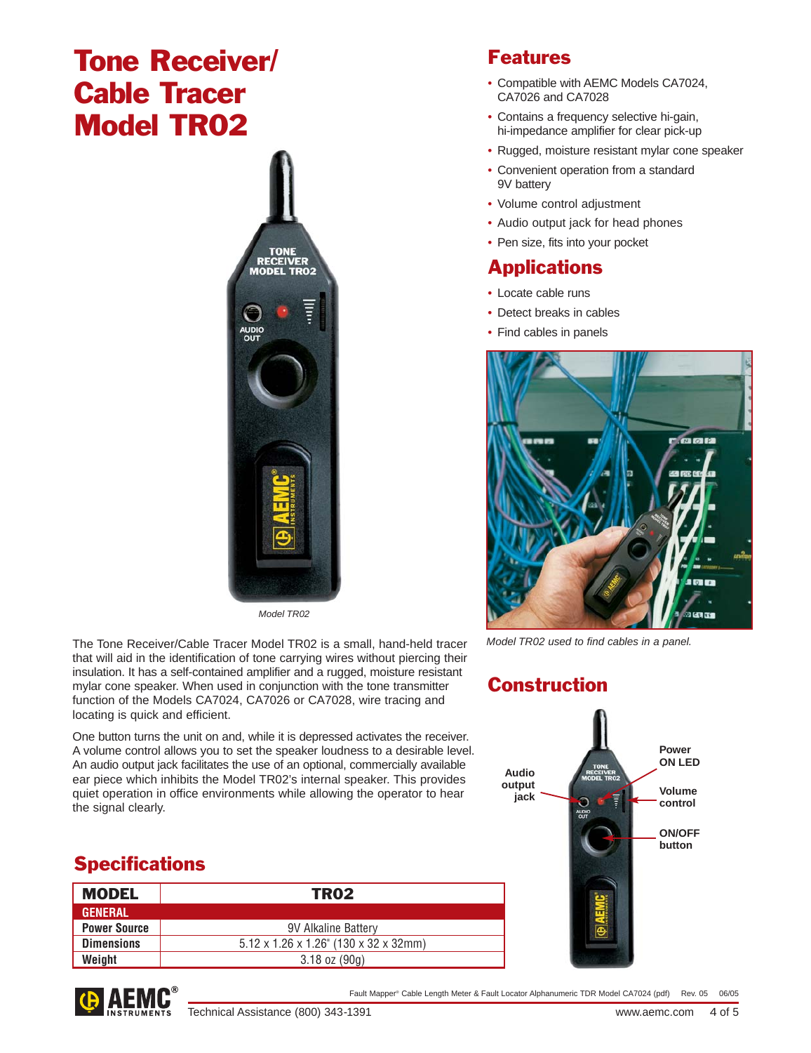# Tone Receiver/ Cable Tracer Model TR02

*Model TR02*

The Tone Receiver/Cable Tracer Model TR02 is a small, hand-held tracer that will aid in the identification of tone carrying wires without piercing their insulation. It has a self-contained amplifier and a rugged, moisture resistant mylar cone speaker. When used in conjunction with the tone transmitter function of the Models CA7024, CA7026 or CA7028, wire tracing and locating is quick and efficient.

One button turns the unit on and, while it is depressed activates the receiver. A volume control allows you to set the speaker loudness to a desirable level. An audio output jack facilitates the use of an optional, commercially available ear piece which inhibits the Model TR02's internal speaker. This provides quiet operation in office environments while allowing the operator to hear the signal clearly.

## Features

- Compatible with AEMC Models CA7024, CA7026 and CA7028
- Contains a frequency selective hi-gain, hi-impedance amplifier for clear pick-up
- Rugged, moisture resistant mylar cone speaker
- Convenient operation from a standard 9V battery
- Volume control adjustment
- Audio output jack for head phones
- Pen size, fits into your pocket

## Applications

- Locate cable runs
- Detect breaks in cables
- Find cables in panels

*Model TR02 used to find cables in a panel.*

## Construction

Audio output jack

Power ON LED

Volume control

ON/OFF button

## Specifications

| MODEL | TR02 |
|---|---|
| **GENERAL** | |
| Power Source | 9V Alkaline Battery |
| Dimensions | 5.12 x 1.26 x 1.26" (130 x 32 x 32mm) |
| Weight | 3.18 oz (90g) |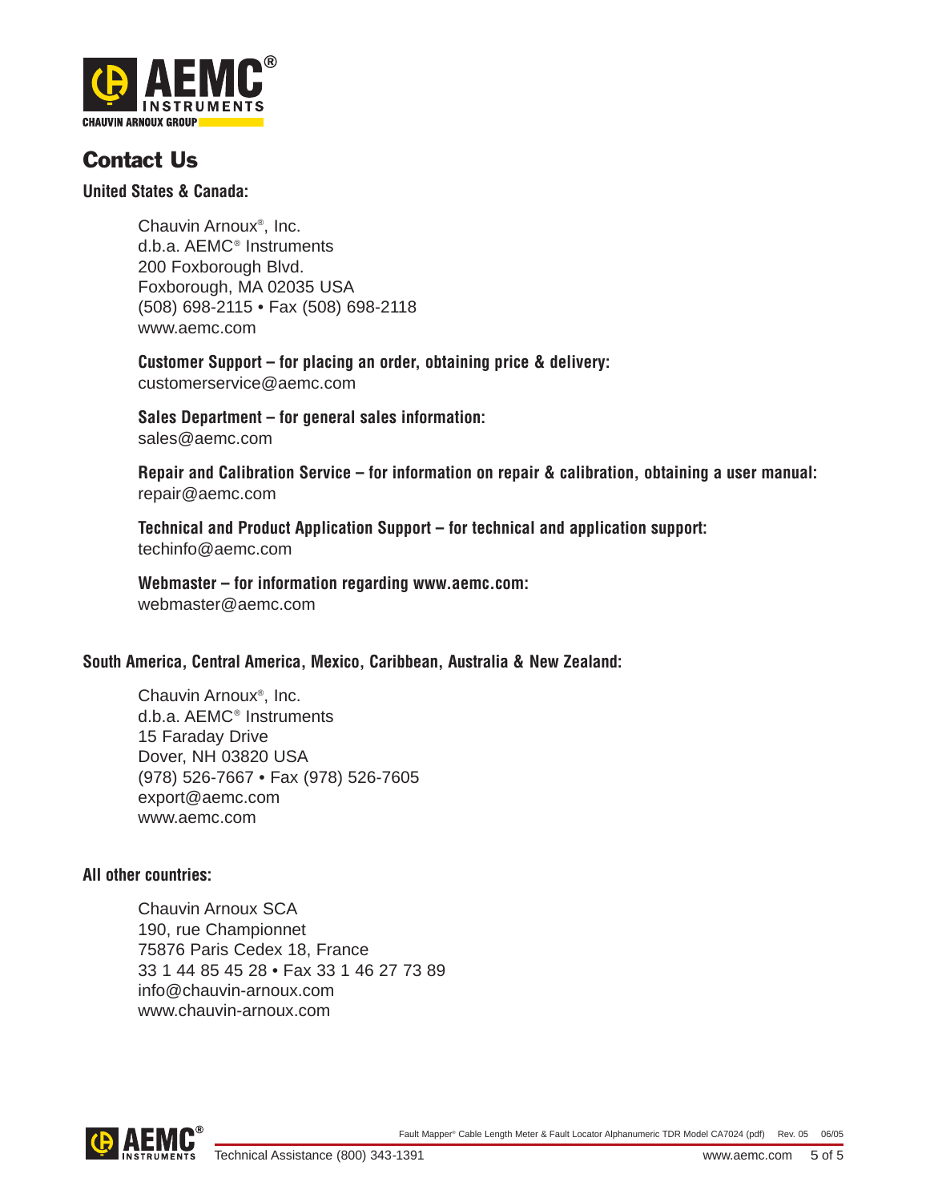# Contact Us

**United States & Canada:**

Chauvin Arnoux®, Inc.
d.b.a. AEMC® Instruments
200 Foxborough Blvd.
Foxborough, MA 02035 USA
(508) 698-2115 • Fax (508) 698-2118
www.aemc.com

**Customer Support – for placing an order, obtaining price & delivery:**
customerservice@aemc.com

**Sales Department – for general sales information:**
sales@aemc.com

**Repair and Calibration Service – for information on repair & calibration, obtaining a user manual:**
repair@aemc.com

**Technical and Product Application Support – for technical and application support:**
techinfo@aemc.com

**Webmaster – for information regarding www.aemc.com:**
webmaster@aemc.com

**South America, Central America, Mexico, Caribbean, Australia & New Zealand:**

Chauvin Arnoux®, Inc.
d.b.a. AEMC® Instruments
15 Faraday Drive
Dover, NH 03820 USA
(978) 526-7667 • Fax (978) 526-7605
export@aemc.com
www.aemc.com

**All other countries:**

Chauvin Arnoux SCA
190, rue Championnet
75876 Paris Cedex 18, France
33 1 44 85 45 28 • Fax 33 1 46 27 73 89
info@chauvin-arnoux.com
www.chauvin-arnoux.com